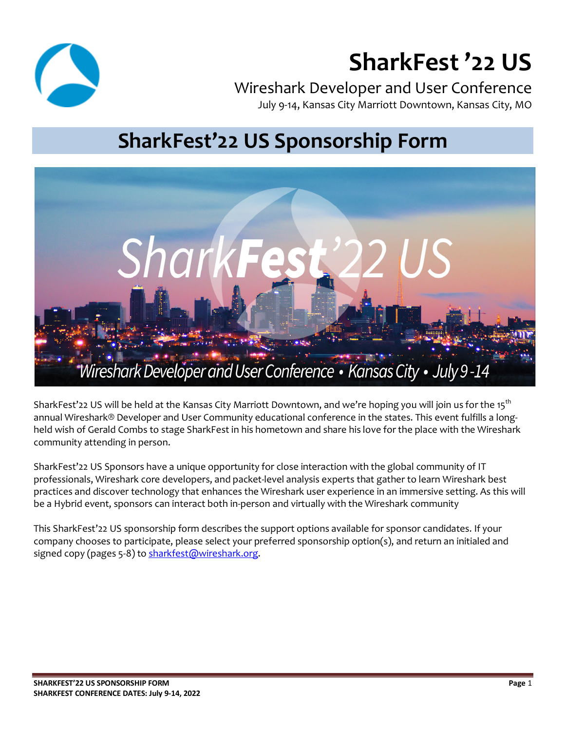# SharkFest ’22 US

Wireshark Developer and User Conference

July 9-14, Kansas City Marriott Downtown, Kansas City, MO

## SharkFest’22 US Sponsorship Form

SharkFest’22 US will be held at the Kansas City Marriott Downtown, and we’re hoping you will join us for the 15th annual Wireshark® Developer and User Community educational conference in the states. This event fulfills a long-held wish of Gerald Combs to stage SharkFest in his hometown and share his love for the place with the Wireshark community attending in person.

SharkFest’22 US Sponsors have a unique opportunity for close interaction with the global community of IT professionals, Wireshark core developers, and packet-level analysis experts that gather to learn Wireshark best practices and discover technology that enhances the Wireshark user experience in an immersive setting. As this will be a Hybrid event, sponsors can interact both in-person and virtually with the Wireshark community

This SharkFest’22 US sponsorship form describes the support options available for sponsor candidates. If your company chooses to participate, please select your preferred sponsorship option(s), and return an initialed and signed copy (pages 5-8) to sharkfest@wireshark.org.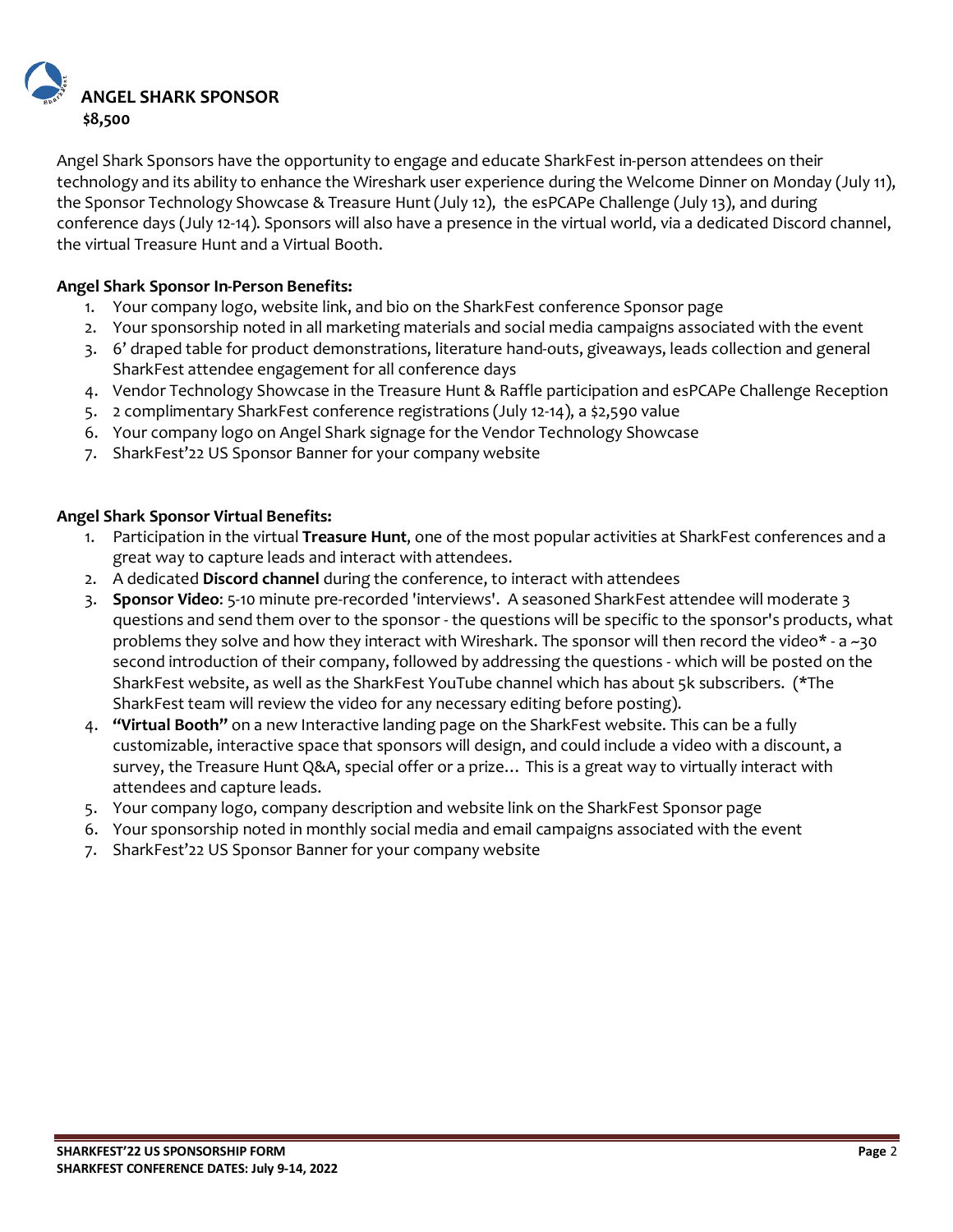## ANGEL SHARK SPONSOR

**$8,500**

Angel Shark Sponsors have the opportunity to engage and educate SharkFest in-person attendees on their technology and its ability to enhance the Wireshark user experience during the Welcome Dinner on Monday (July 11), the Sponsor Technology Showcase & Treasure Hunt (July 12), the esPCAPe Challenge (July 13), and during conference days (July 12-14). Sponsors will also have a presence in the virtual world, via a dedicated Discord channel, the virtual Treasure Hunt and a Virtual Booth.

**Angel Shark Sponsor In-Person Benefits:**

1. Your company logo, website link, and bio on the SharkFest conference Sponsor page
2. Your sponsorship noted in all marketing materials and social media campaigns associated with the event
3. 6' draped table for product demonstrations, literature hand-outs, giveaways, leads collection and general SharkFest attendee engagement for all conference days
4. Vendor Technology Showcase in the Treasure Hunt & Raffle participation and esPCAPe Challenge Reception
5. 2 complimentary SharkFest conference registrations (July 12-14), a $2,590 value
6. Your company logo on Angel Shark signage for the Vendor Technology Showcase
7. SharkFest'22 US Sponsor Banner for your company website

**Angel Shark Sponsor Virtual Benefits:**

1. Participation in the virtual **Treasure Hunt**, one of the most popular activities at SharkFest conferences and a great way to capture leads and interact with attendees.
2. A dedicated **Discord channel** during the conference, to interact with attendees
3. **Sponsor Video**: 5-10 minute pre-recorded 'interviews'. A seasoned SharkFest attendee will moderate 3 questions and send them over to the sponsor - the questions will be specific to the sponsor's products, what problems they solve and how they interact with Wireshark. The sponsor will then record the video* - a ~30 second introduction of their company, followed by addressing the questions - which will be posted on the SharkFest website, as well as the SharkFest YouTube channel which has about 5k subscribers. (*The SharkFest team will review the video for any necessary editing before posting).
4. **"Virtual Booth"** on a new Interactive landing page on the SharkFest website. This can be a fully customizable, interactive space that sponsors will design, and could include a video with a discount, a survey, the Treasure Hunt Q&A, special offer or a prize… This is a great way to virtually interact with attendees and capture leads.
5. Your company logo, company description and website link on the SharkFest Sponsor page
6. Your sponsorship noted in monthly social media and email campaigns associated with the event
7. SharkFest'22 US Sponsor Banner for your company website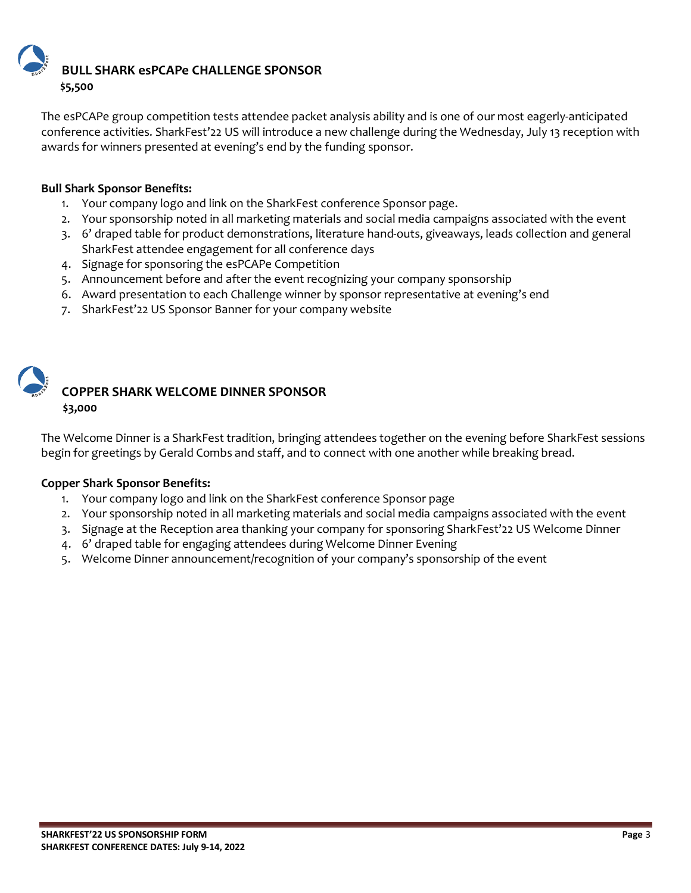## BULL SHARK esPCAPe CHALLENGE SPONSOR

**$5,500**

The esPCAPe group competition tests attendee packet analysis ability and is one of our most eagerly-anticipated conference activities. SharkFest'22 US will introduce a new challenge during the Wednesday, July 13 reception with awards for winners presented at evening's end by the funding sponsor.

**Bull Shark Sponsor Benefits:**

1. Your company logo and link on the SharkFest conference Sponsor page.
2. Your sponsorship noted in all marketing materials and social media campaigns associated with the event
3. 6' draped table for product demonstrations, literature hand-outs, giveaways, leads collection and general SharkFest attendee engagement for all conference days
4. Signage for sponsoring the esPCAPe Competition
5. Announcement before and after the event recognizing your company sponsorship
6. Award presentation to each Challenge winner by sponsor representative at evening's end
7. SharkFest'22 US Sponsor Banner for your company website

## COPPER SHARK WELCOME DINNER SPONSOR

**$3,000**

The Welcome Dinner is a SharkFest tradition, bringing attendees together on the evening before SharkFest sessions begin for greetings by Gerald Combs and staff, and to connect with one another while breaking bread.

**Copper Shark Sponsor Benefits:**

1. Your company logo and link on the SharkFest conference Sponsor page
2. Your sponsorship noted in all marketing materials and social media campaigns associated with the event
3. Signage at the Reception area thanking your company for sponsoring SharkFest'22 US Welcome Dinner
4. 6' draped table for engaging attendees during Welcome Dinner Evening
5. Welcome Dinner announcement/recognition of your company's sponsorship of the event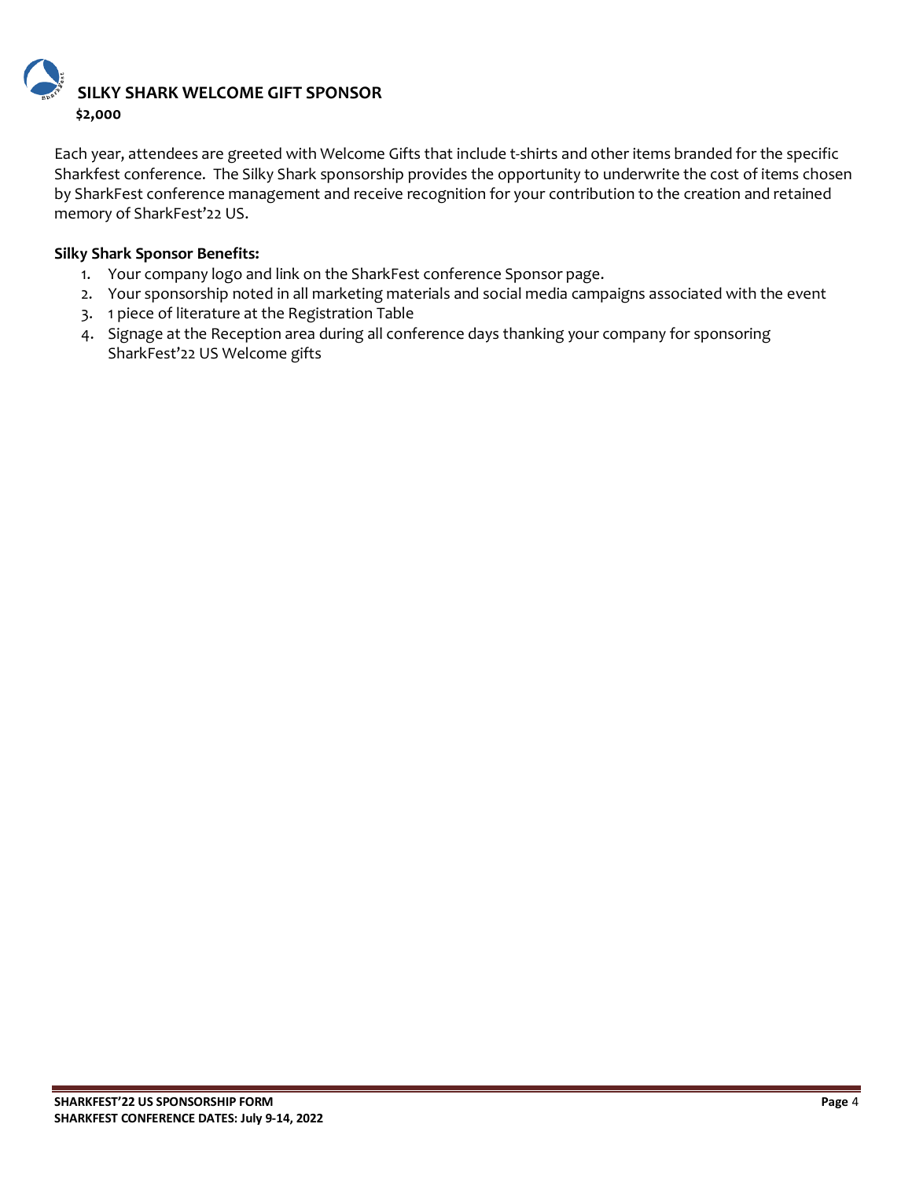## SILKY SHARK WELCOME GIFT SPONSOR

**$2,000**

Each year, attendees are greeted with Welcome Gifts that include t-shirts and other items branded for the specific Sharkfest conference. The Silky Shark sponsorship provides the opportunity to underwrite the cost of items chosen by SharkFest conference management and receive recognition for your contribution to the creation and retained memory of SharkFest'22 US.

**Silky Shark Sponsor Benefits:**

1. Your company logo and link on the SharkFest conference Sponsor page.
2. Your sponsorship noted in all marketing materials and social media campaigns associated with the event
3. 1 piece of literature at the Registration Table
4. Signage at the Reception area during all conference days thanking your company for sponsoring SharkFest'22 US Welcome gifts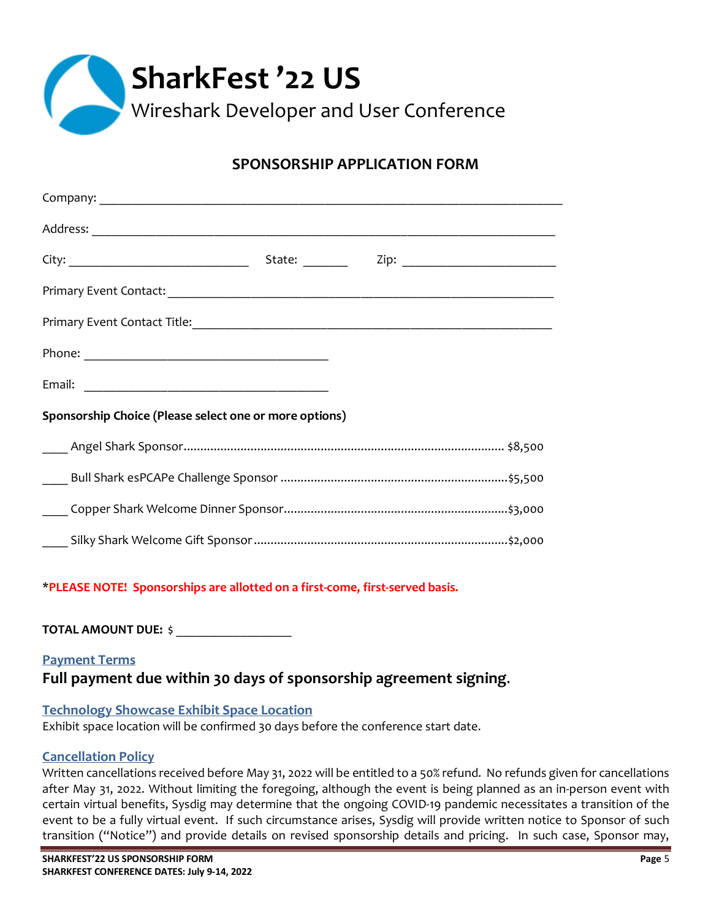# SharkFest '22 US

Wireshark Developer and User Conference

## SPONSORSHIP APPLICATION FORM

Company: ___________________________________________________________________

Address: ___________________________________________________________________

City: ___________________________ State: _______ Zip: ______________________

Primary Event Contact: ______________________________________________________

Primary Event Contact Title: _________________________________________________

Phone: _____________________________________

Email: _____________________________________

**Sponsorship Choice (Please select one or more options)**

____ Angel Shark Sponsor................................................................................................ $8,500

____ Bull Shark esPCAPe Challenge Sponsor .......................................................................$5,500

____ Copper Shark Welcome Dinner Sponsor.......................................................................$3,000

____ Silky Shark Welcome Gift Sponsor ..............................................................................$2,000

***PLEASE NOTE! Sponsorships are allotted on a first-come, first-served basis.**

**TOTAL AMOUNT DUE:** $ ________________

### Payment Terms

**Full payment due within 30 days of sponsorship agreement signing.**

### Technology Showcase Exhibit Space Location

Exhibit space location will be confirmed 30 days before the conference start date.

### Cancellation Policy

Written cancellations received before May 31, 2022 will be entitled to a 50% refund. No refunds given for cancellations after May 31, 2022. Without limiting the foregoing, although the event is being planned as an in-person event with certain virtual benefits, Sysdig may determine that the ongoing COVID-19 pandemic necessitates a transition of the event to be a fully virtual event. If such circumstance arises, Sysdig will provide written notice to Sponsor of such transition ("Notice") and provide details on revised sponsorship details and pricing. In such case, Sponsor may,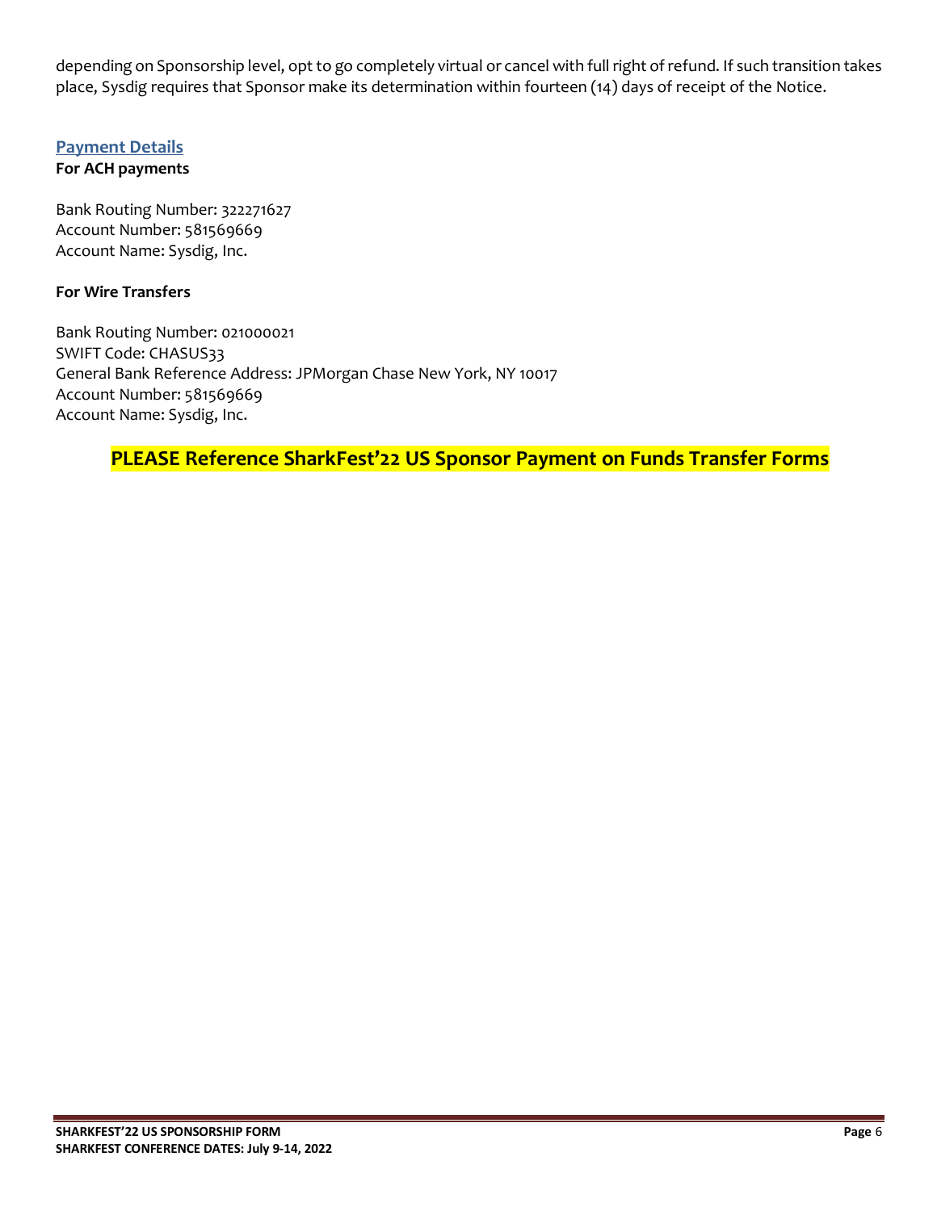depending on Sponsorship level, opt to go completely virtual or cancel with full right of refund. If such transition takes place, Sysdig requires that Sponsor make its determination within fourteen (14) days of receipt of the Notice.

## Payment Details

**For ACH payments**

Bank Routing Number: 322271627
Account Number: 581569669
Account Name: Sysdig, Inc.

**For Wire Transfers**

Bank Routing Number: 021000021
SWIFT Code: CHASUS33
General Bank Reference Address: JPMorgan Chase New York, NY 10017
Account Number: 581569669
Account Name: Sysdig, Inc.

**PLEASE Reference SharkFest'22 US Sponsor Payment on Funds Transfer Forms**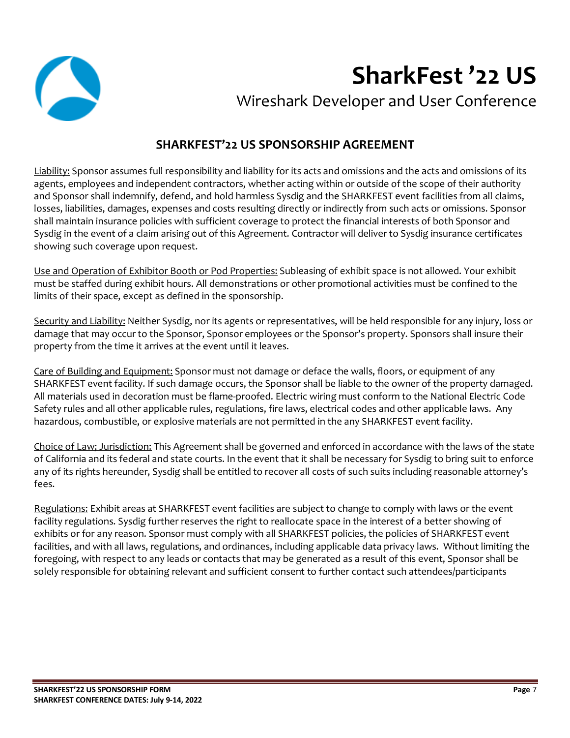# SharkFest '22 US

## Wireshark Developer and User Conference

### SHARKFEST'22 US SPONSORSHIP AGREEMENT

Liability: Sponsor assumes full responsibility and liability for its acts and omissions and the acts and omissions of its agents, employees and independent contractors, whether acting within or outside of the scope of their authority and Sponsor shall indemnify, defend, and hold harmless Sysdig and the SHARKFEST event facilities from all claims, losses, liabilities, damages, expenses and costs resulting directly or indirectly from such acts or omissions. Sponsor shall maintain insurance policies with sufficient coverage to protect the financial interests of both Sponsor and Sysdig in the event of a claim arising out of this Agreement. Contractor will deliver to Sysdig insurance certificates showing such coverage upon request.

Use and Operation of Exhibitor Booth or Pod Properties: Subleasing of exhibit space is not allowed. Your exhibit must be staffed during exhibit hours. All demonstrations or other promotional activities must be confined to the limits of their space, except as defined in the sponsorship.

Security and Liability: Neither Sysdig, nor its agents or representatives, will be held responsible for any injury, loss or damage that may occur to the Sponsor, Sponsor employees or the Sponsor's property. Sponsors shall insure their property from the time it arrives at the event until it leaves.

Care of Building and Equipment: Sponsor must not damage or deface the walls, floors, or equipment of any SHARKFEST event facility. If such damage occurs, the Sponsor shall be liable to the owner of the property damaged. All materials used in decoration must be flame-proofed. Electric wiring must conform to the National Electric Code Safety rules and all other applicable rules, regulations, fire laws, electrical codes and other applicable laws. Any hazardous, combustible, or explosive materials are not permitted in the any SHARKFEST event facility.

Choice of Law; Jurisdiction: This Agreement shall be governed and enforced in accordance with the laws of the state of California and its federal and state courts. In the event that it shall be necessary for Sysdig to bring suit to enforce any of its rights hereunder, Sysdig shall be entitled to recover all costs of such suits including reasonable attorney's fees.

Regulations: Exhibit areas at SHARKFEST event facilities are subject to change to comply with laws or the event facility regulations. Sysdig further reserves the right to reallocate space in the interest of a better showing of exhibits or for any reason. Sponsor must comply with all SHARKFEST policies, the policies of SHARKFEST event facilities, and with all laws, regulations, and ordinances, including applicable data privacy laws. Without limiting the foregoing, with respect to any leads or contacts that may be generated as a result of this event, Sponsor shall be solely responsible for obtaining relevant and sufficient consent to further contact such attendees/participants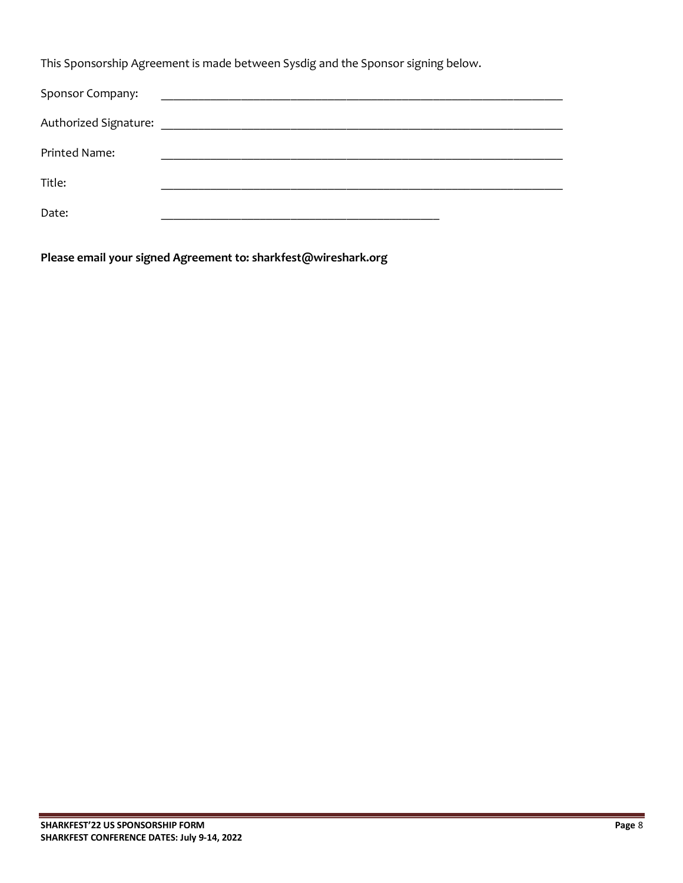This Sponsorship Agreement is made between Sysdig and the Sponsor signing below.

Sponsor Company: ___________________________________________________________________

Authorized Signature: ___________________________________________________________________

Printed Name: ___________________________________________________________________

Title: ___________________________________________________________________

Date: _______________________________________________

**Please email your signed Agreement to: sharkfest@wireshark.org**